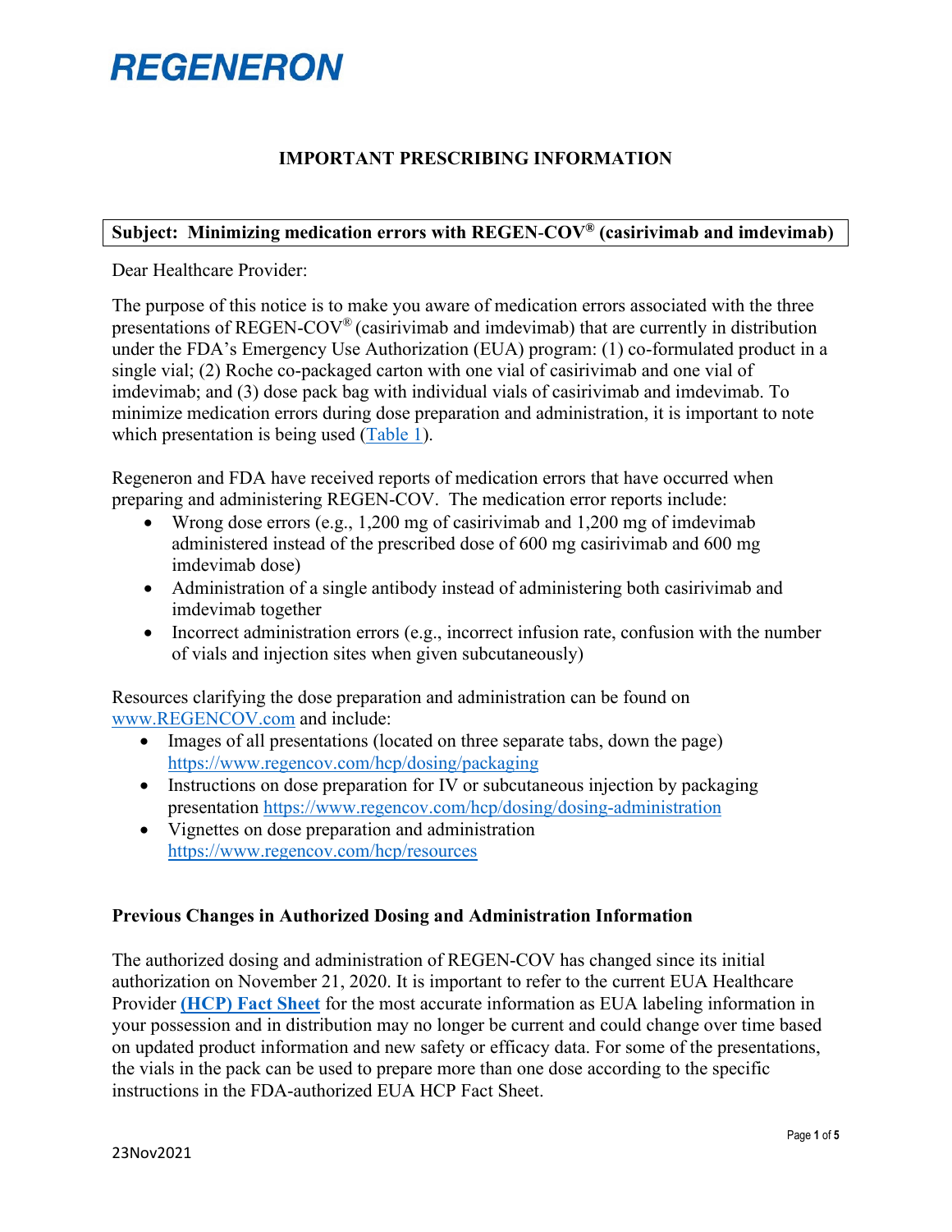# REGENERON

## IMPORTANT PRESCRIBING INFORMATION

**Subject: Minimizing medication errors with REGEN-COV® (casirivimab and imdevimab)**

Dear Healthcare Provider:

The purpose of this notice is to make you aware of medication errors associated with the three presentations of REGEN-COV® (casirivimab and imdevimab) that are currently in distribution under the FDA's Emergency Use Authorization (EUA) program: (1) co-formulated product in a single vial; (2) Roche co-packaged carton with one vial of casirivimab and one vial of imdevimab; and (3) dose pack bag with individual vials of casirivimab and imdevimab. To minimize medication errors during dose preparation and administration, it is important to note which presentation is being used (Table 1).

Regeneron and FDA have received reports of medication errors that have occurred when preparing and administering REGEN-COV. The medication error reports include:

- Wrong dose errors (e.g., 1,200 mg of casirivimab and 1,200 mg of imdevimab administered instead of the prescribed dose of 600 mg casirivimab and 600 mg imdevimab dose)
- Administration of a single antibody instead of administering both casirivimab and imdevimab together
- Incorrect administration errors (e.g., incorrect infusion rate, confusion with the number of vials and injection sites when given subcutaneously)

Resources clarifying the dose preparation and administration can be found on www.REGENCOV.com and include:

- Images of all presentations (located on three separate tabs, down the page) https://www.regencov.com/hcp/dosing/packaging
- Instructions on dose preparation for IV or subcutaneous injection by packaging presentation https://www.regencov.com/hcp/dosing/dosing-administration
- Vignettes on dose preparation and administration https://www.regencov.com/hcp/resources

### Previous Changes in Authorized Dosing and Administration Information

The authorized dosing and administration of REGEN-COV has changed since its initial authorization on November 21, 2020. It is important to refer to the current EUA Healthcare Provider **(HCP) Fact Sheet** for the most accurate information as EUA labeling information in your possession and in distribution may no longer be current and could change over time based on updated product information and new safety or efficacy data. For some of the presentations, the vials in the pack can be used to prepare more than one dose according to the specific instructions in the FDA-authorized EUA HCP Fact Sheet.

23Nov2021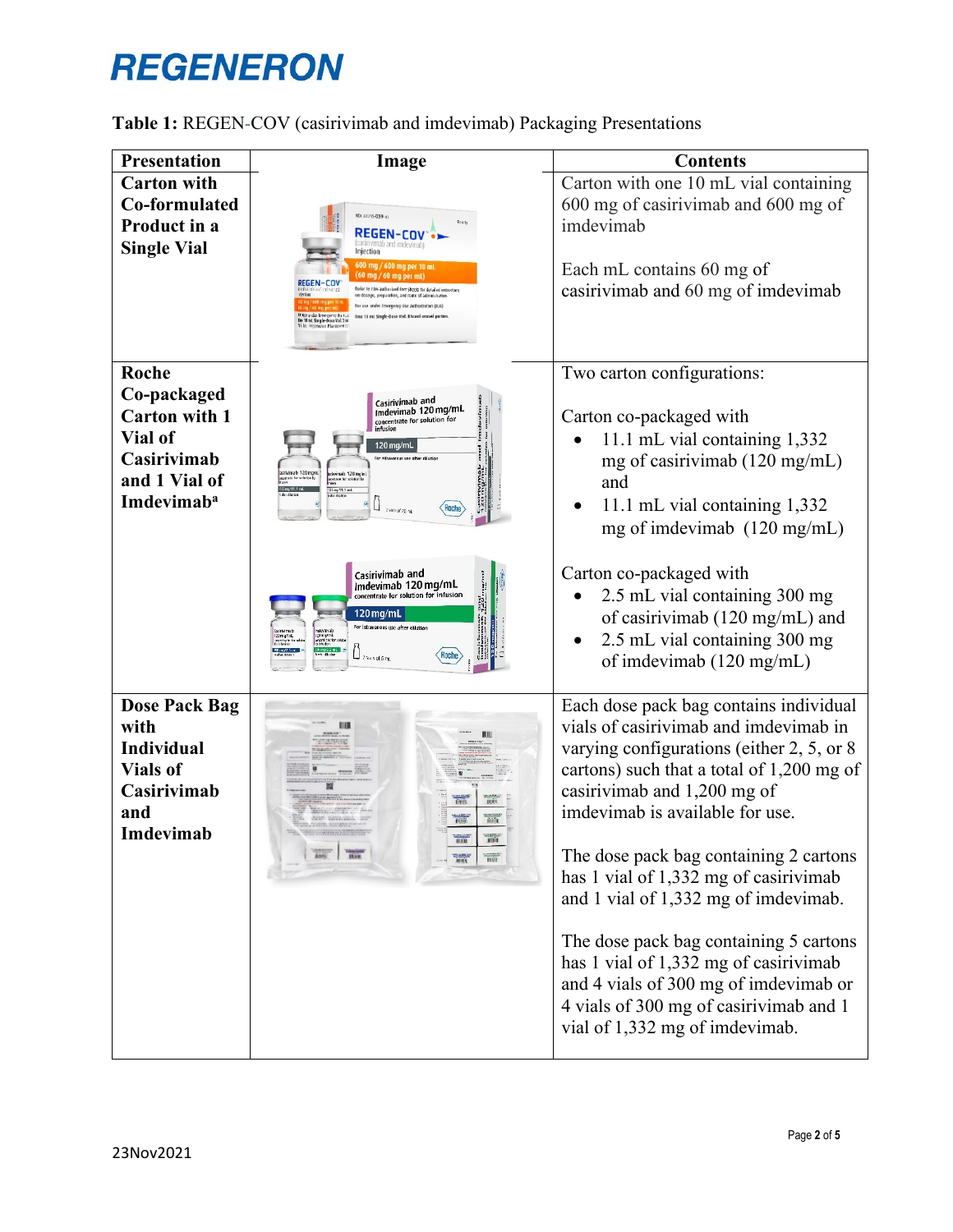**Table 1:** REGEN-COV (casirivimab and imdevimab) Packaging Presentations

| Presentation | Image | Contents |
|---|---|---|
| **Carton with Co-formulated Product in a Single Vial** | | Carton with one 10 mL vial containing 600 mg of casirivimab and 600 mg of imdevimab<br><br>Each mL contains 60 mg of casirivimab and 60 mg of imdevimab |
| **Roche Co-packaged Carton with 1 Vial of Casirivimab and 1 Vial of Imdevimab[a]** | | Two carton configurations:<br><br>Carton co-packaged with<br>• 11.1 mL vial containing 1,332 mg of casirivimab (120 mg/mL) and<br>• 11.1 mL vial containing 1,332 mg of imdevimab (120 mg/mL)<br><br>Carton co-packaged with<br>• 2.5 mL vial containing 300 mg of casirivimab (120 mg/mL) and<br>• 2.5 mL vial containing 300 mg of imdevimab (120 mg/mL) |
| **Dose Pack Bag with Individual Vials of Casirivimab and Imdevimab** | | Each dose pack bag contains individual vials of casirivimab and imdevimab in varying configurations (either 2, 5, or 8 cartons) such that a total of 1,200 mg of casirivimab and 1,200 mg of imdevimab is available for use.<br><br>The dose pack bag containing 2 cartons has 1 vial of 1,332 mg of casirivimab and 1 vial of 1,332 mg of imdevimab.<br><br>The dose pack bag containing 5 cartons has 1 vial of 1,332 mg of casirivimab and 4 vials of 300 mg of imdevimab or 4 vials of 300 mg of casirivimab and 1 vial of 1,332 mg of imdevimab. |

23Nov2021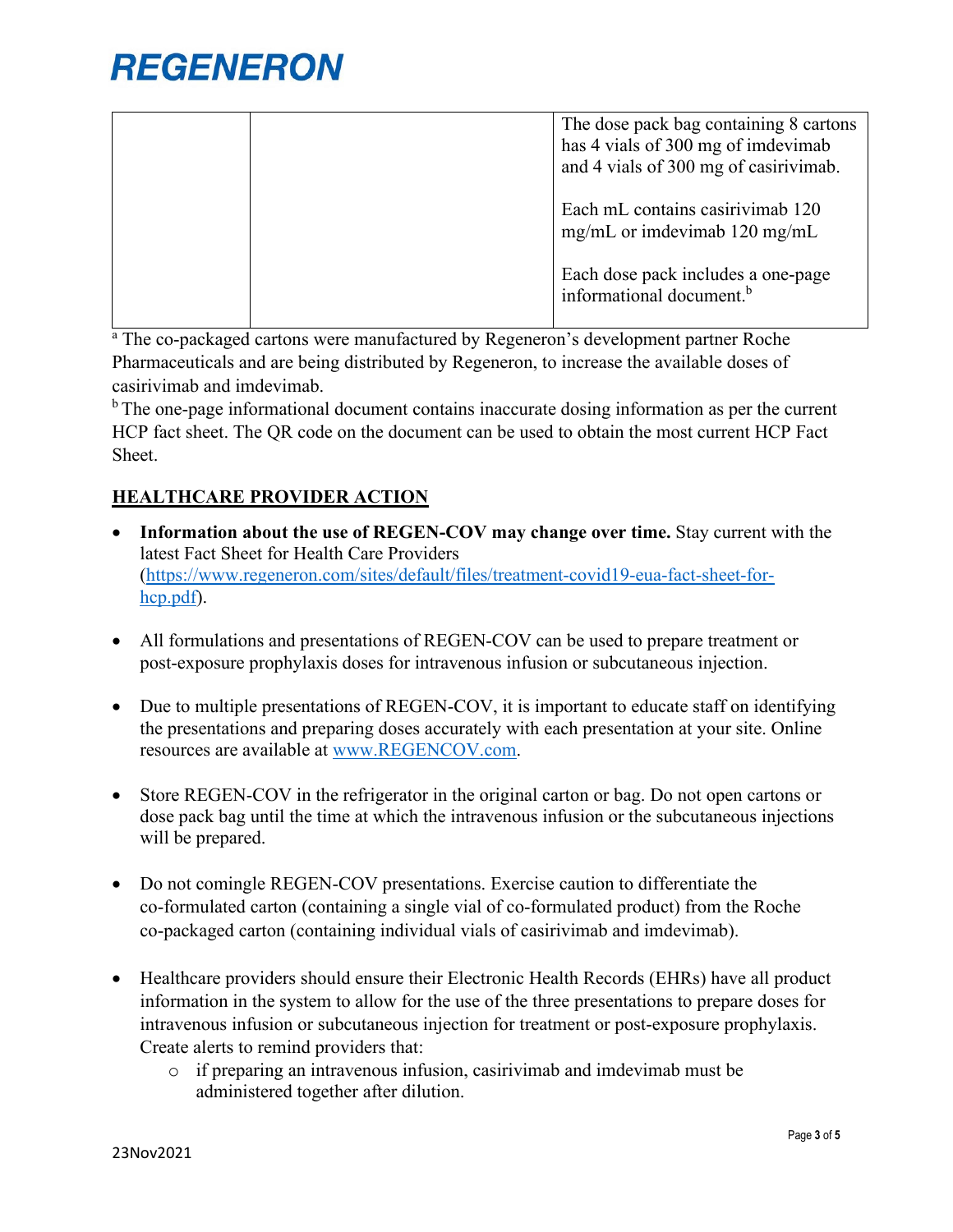|  |  | The dose pack bag containing 8 cartons has 4 vials of 300 mg of imdevimab and 4 vials of 300 mg of casirivimab.<br><br>Each mL contains casirivimab 120 mg/mL or imdevimab 120 mg/mL<br><br>Each dose pack includes a one-page informational document.[b] |
|---|---|---|

[a] The co-packaged cartons were manufactured by Regeneron's development partner Roche Pharmaceuticals and are being distributed by Regeneron, to increase the available doses of casirivimab and imdevimab.

[b] The one-page informational document contains inaccurate dosing information as per the current HCP fact sheet. The QR code on the document can be used to obtain the most current HCP Fact Sheet.

## HEALTHCARE PROVIDER ACTION

- **Information about the use of REGEN-COV may change over time.** Stay current with the latest Fact Sheet for Health Care Providers (https://www.regeneron.com/sites/default/files/treatment-covid19-eua-fact-sheet-for-hcp.pdf).
- All formulations and presentations of REGEN-COV can be used to prepare treatment or post-exposure prophylaxis doses for intravenous infusion or subcutaneous injection.
- Due to multiple presentations of REGEN-COV, it is important to educate staff on identifying the presentations and preparing doses accurately with each presentation at your site. Online resources are available at www.REGENCOV.com.
- Store REGEN-COV in the refrigerator in the original carton or bag. Do not open cartons or dose pack bag until the time at which the intravenous infusion or the subcutaneous injections will be prepared.
- Do not comingle REGEN-COV presentations. Exercise caution to differentiate the co-formulated carton (containing a single vial of co-formulated product) from the Roche co-packaged carton (containing individual vials of casirivimab and imdevimab).
- Healthcare providers should ensure their Electronic Health Records (EHRs) have all product information in the system to allow for the use of the three presentations to prepare doses for intravenous infusion or subcutaneous injection for treatment or post-exposure prophylaxis. Create alerts to remind providers that:
  - if preparing an intravenous infusion, casirivimab and imdevimab must be administered together after dilution.

23Nov2021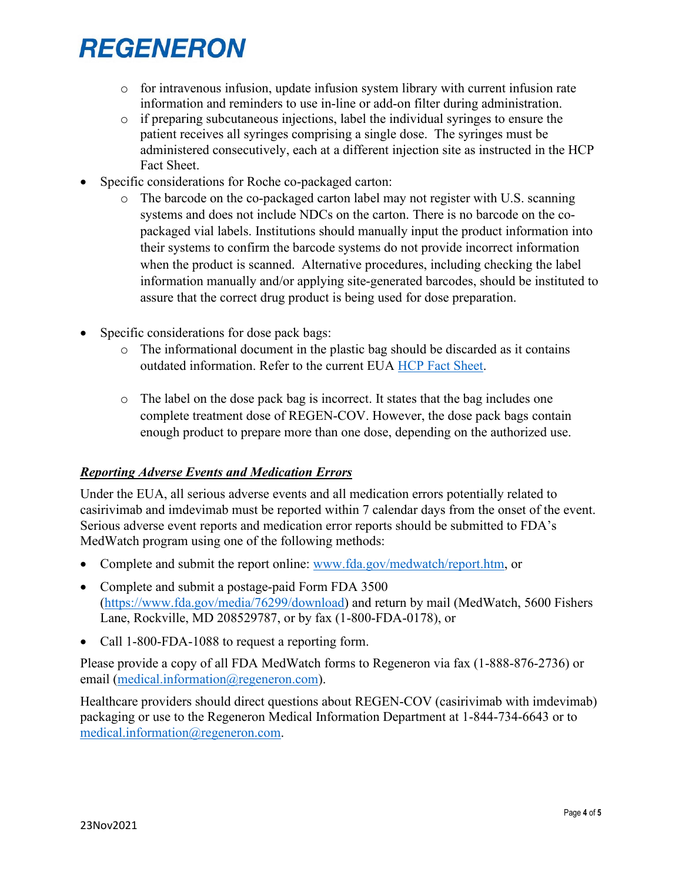- for intravenous infusion, update infusion system library with current infusion rate information and reminders to use in-line or add-on filter during administration.
  - if preparing subcutaneous injections, label the individual syringes to ensure the patient receives all syringes comprising a single dose. The syringes must be administered consecutively, each at a different injection site as instructed in the HCP Fact Sheet.
- Specific considerations for Roche co-packaged carton:
  - The barcode on the co-packaged carton label may not register with U.S. scanning systems and does not include NDCs on the carton. There is no barcode on the co-packaged vial labels. Institutions should manually input the product information into their systems to confirm the barcode systems do not provide incorrect information when the product is scanned. Alternative procedures, including checking the label information manually and/or applying site-generated barcodes, should be instituted to assure that the correct drug product is being used for dose preparation.

- Specific considerations for dose pack bags:
  - The informational document in the plastic bag should be discarded as it contains outdated information. Refer to the current EUA HCP Fact Sheet.

  - The label on the dose pack bag is incorrect. It states that the bag includes one complete treatment dose of REGEN-COV. However, the dose pack bags contain enough product to prepare more than one dose, depending on the authorized use.

***Reporting Adverse Events and Medication Errors***

Under the EUA, all serious adverse events and all medication errors potentially related to casirivimab and imdevimab must be reported within 7 calendar days from the onset of the event. Serious adverse event reports and medication error reports should be submitted to FDA's MedWatch program using one of the following methods:

- Complete and submit the report online: www.fda.gov/medwatch/report.htm, or
- Complete and submit a postage-paid Form FDA 3500 (https://www.fda.gov/media/76299/download) and return by mail (MedWatch, 5600 Fishers Lane, Rockville, MD 208529787, or by fax (1-800-FDA-0178), or
- Call 1-800-FDA-1088 to request a reporting form.

Please provide a copy of all FDA MedWatch forms to Regeneron via fax (1-888-876-2736) or email (medical.information@regeneron.com).

Healthcare providers should direct questions about REGEN-COV (casirivimab with imdevimab) packaging or use to the Regeneron Medical Information Department at 1-844-734-6643 or to medical.information@regeneron.com.

23Nov2021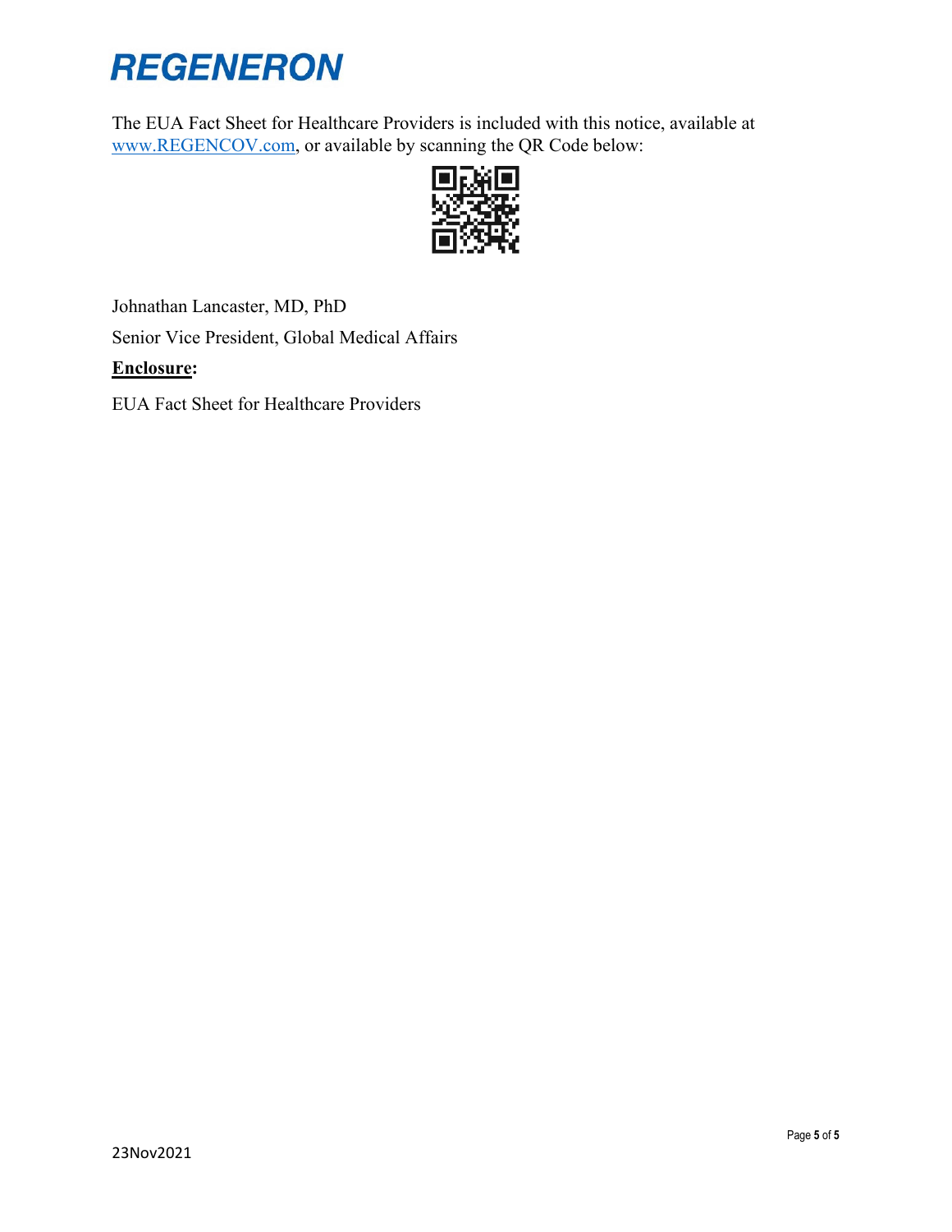The EUA Fact Sheet for Healthcare Providers is included with this notice, available at www.REGENCOV.com, or available by scanning the QR Code below:

Johnathan Lancaster, MD, PhD

Senior Vice President, Global Medical Affairs

**Enclosure:**

EUA Fact Sheet for Healthcare Providers

23Nov2021